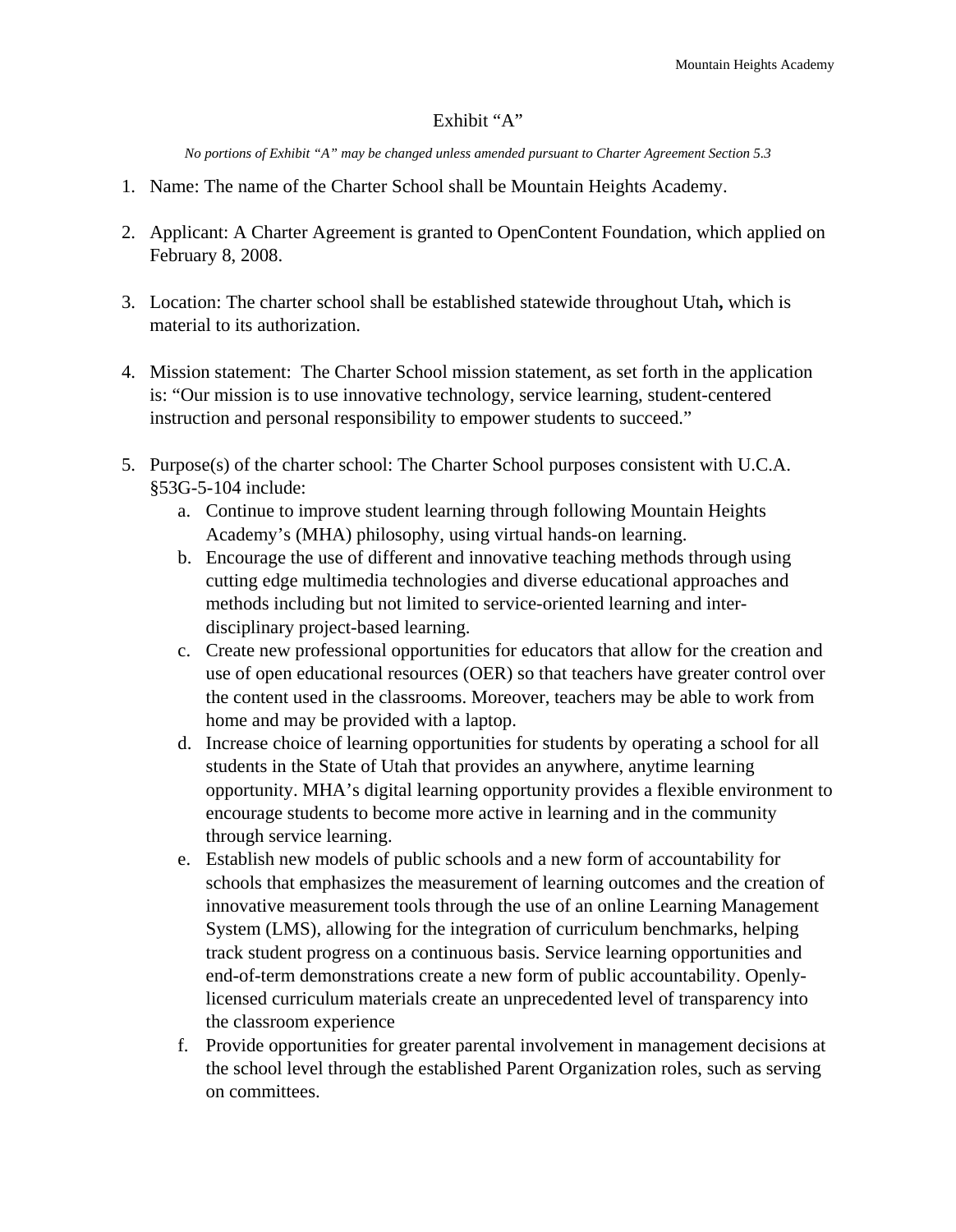# Exhibit "A"

*No portions of Exhibit "A" may be changed unless amended pursuant to Charter Agreement Section 5.3*

1. Name: The name of the Charter School shall be Mountain Heights Academy.

2. Applicant: A Charter Agreement is granted to OpenContent Foundation, which applied on February 8, 2008.

3. Location: The charter school shall be established statewide throughout Utah**,** which is material to its authorization.

4. Mission statement: The Charter School mission statement, as set forth in the application is: "Our mission is to use innovative technology, service learning, student-centered instruction and personal responsibility to empower students to succeed."

5. Purpose(s) of the charter school: The Charter School purposes consistent with U.C.A. §53G-5-104 include:
   a. Continue to improve student learning through following Mountain Heights Academy's (MHA) philosophy, using virtual hands-on learning.
   b. Encourage the use of different and innovative teaching methods through using cutting edge multimedia technologies and diverse educational approaches and methods including but not limited to service-oriented learning and inter-disciplinary project-based learning.
   c. Create new professional opportunities for educators that allow for the creation and use of open educational resources (OER) so that teachers have greater control over the content used in the classrooms. Moreover, teachers may be able to work from home and may be provided with a laptop.
   d. Increase choice of learning opportunities for students by operating a school for all students in the State of Utah that provides an anywhere, anytime learning opportunity. MHA's digital learning opportunity provides a flexible environment to encourage students to become more active in learning and in the community through service learning.
   e. Establish new models of public schools and a new form of accountability for schools that emphasizes the measurement of learning outcomes and the creation of innovative measurement tools through the use of an online Learning Management System (LMS), allowing for the integration of curriculum benchmarks, helping track student progress on a continuous basis. Service learning opportunities and end-of-term demonstrations create a new form of public accountability. Openly-licensed curriculum materials create an unprecedented level of transparency into the classroom experience
   f. Provide opportunities for greater parental involvement in management decisions at the school level through the established Parent Organization roles, such as serving on committees.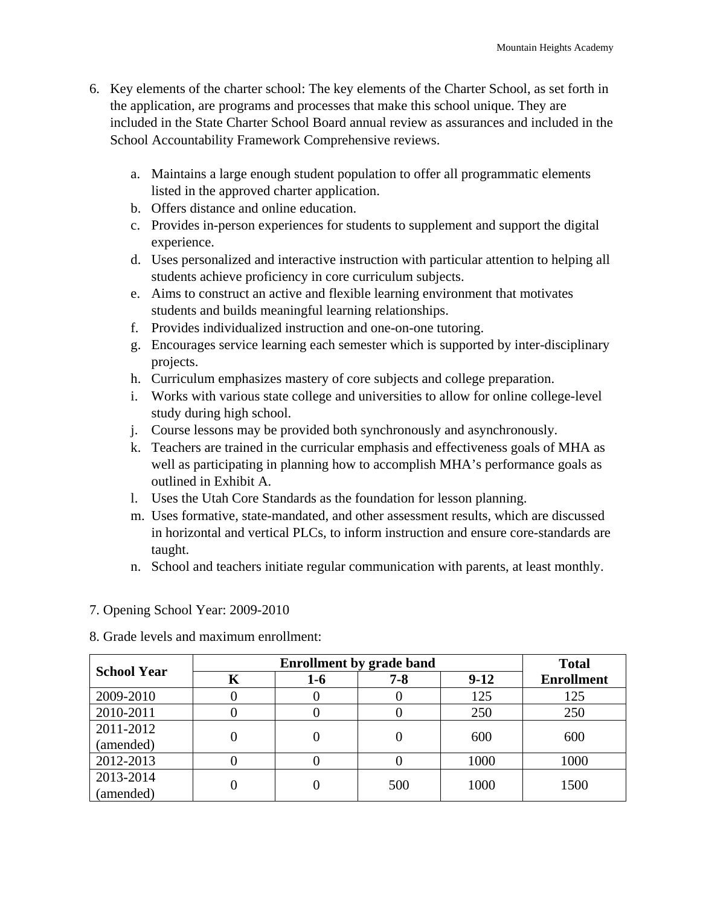6. Key elements of the charter school: The key elements of the Charter School, as set forth in the application, are programs and processes that make this school unique. They are included in the State Charter School Board annual review as assurances and included in the School Accountability Framework Comprehensive reviews.

   a. Maintains a large enough student population to offer all programmatic elements listed in the approved charter application.
   b. Offers distance and online education.
   c. Provides in-person experiences for students to supplement and support the digital experience.
   d. Uses personalized and interactive instruction with particular attention to helping all students achieve proficiency in core curriculum subjects.
   e. Aims to construct an active and flexible learning environment that motivates students and builds meaningful learning relationships.
   f. Provides individualized instruction and one-on-one tutoring.
   g. Encourages service learning each semester which is supported by inter-disciplinary projects.
   h. Curriculum emphasizes mastery of core subjects and college preparation.
   i. Works with various state college and universities to allow for online college-level study during high school.
   j. Course lessons may be provided both synchronously and asynchronously.
   k. Teachers are trained in the curricular emphasis and effectiveness goals of MHA as well as participating in planning how to accomplish MHA's performance goals as outlined in Exhibit A.
   l. Uses the Utah Core Standards as the foundation for lesson planning.
   m. Uses formative, state-mandated, and other assessment results, which are discussed in horizontal and vertical PLCs, to inform instruction and ensure core-standards are taught.
   n. School and teachers initiate regular communication with parents, at least monthly.

7. Opening School Year: 2009-2010

8. Grade levels and maximum enrollment:

| **School Year** | **Enrollment by grade band** | | | | **Total Enrollment** |
|---|---|---|---|---|---|
| | **K** | **1-6** | **7-8** | **9-12** | |
| 2009-2010 | 0 | 0 | 0 | 125 | 125 |
| 2010-2011 | 0 | 0 | 0 | 250 | 250 |
| 2011-2012 (amended) | 0 | 0 | 0 | 600 | 600 |
| 2012-2013 | 0 | 0 | 0 | 1000 | 1000 |
| 2013-2014 (amended) | 0 | 0 | 500 | 1000 | 1500 |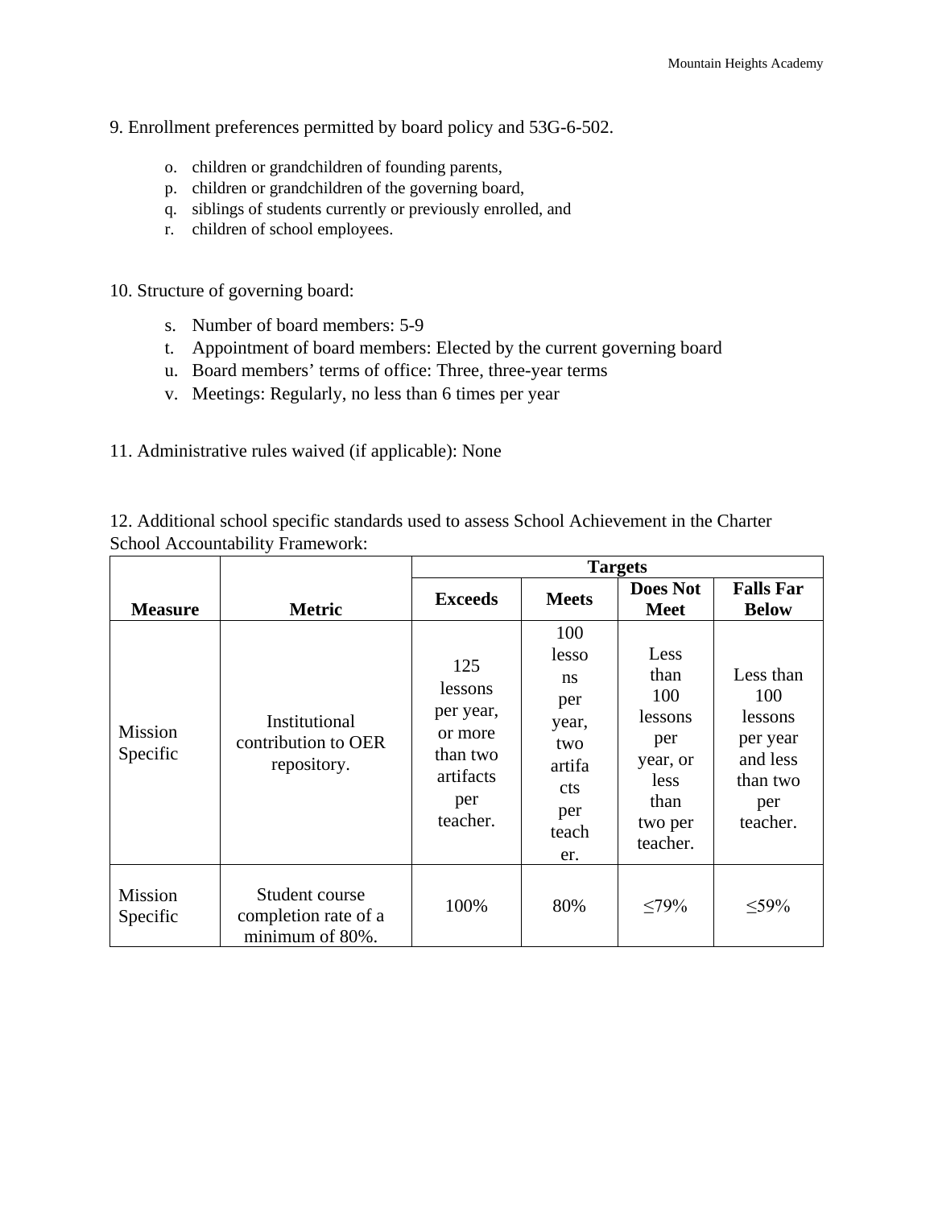9. Enrollment preferences permitted by board policy and 53G-6-502.

o. children or grandchildren of founding parents,
p. children or grandchildren of the governing board,
q. siblings of students currently or previously enrolled, and
r. children of school employees.

10. Structure of governing board:

s. Number of board members: 5-9
t. Appointment of board members: Elected by the current governing board
u. Board members' terms of office: Three, three-year terms
v. Meetings: Regularly, no less than 6 times per year

11. Administrative rules waived (if applicable): None

12. Additional school specific standards used to assess School Achievement in the Charter School Accountability Framework:

| Measure | Metric | Targets | | | |
|---|---|---|---|---|---|
| | | **Exceeds** | **Meets** | **Does Not Meet** | **Falls Far Below** |
| Mission Specific | Institutional contribution to OER repository. | 125 lessons per year, or more than two artifacts per teacher. | 100 lessons per year, two artifacts per teacher. | Less than 100 lessons per year, or less than two per teacher. | Less than 100 lessons per year and less than two per teacher. |
| Mission Specific | Student course completion rate of a minimum of 80%. | 100% | 80% | ≤79% | ≤59% |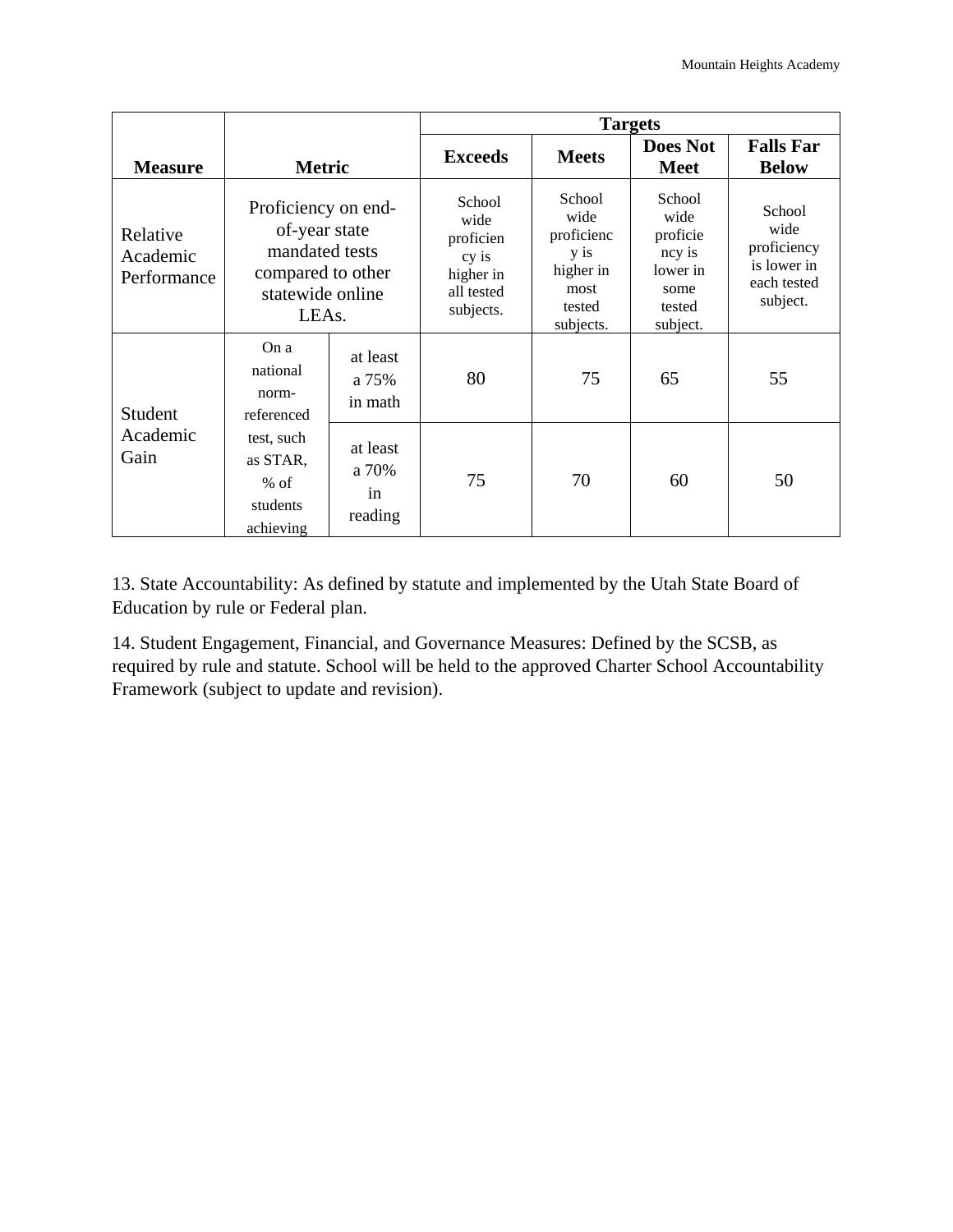| Measure | Metric | | Targets | | | |
|---|---|---|---|---|---|---|
| | | | Exceeds | Meets | Does Not Meet | Falls Far Below |
| Relative Academic Performance | Proficiency on end-of-year state mandated tests compared to other statewide online LEAs. | | School wide proficiency is higher in all tested subjects. | School wide proficiency is higher in most tested subjects. | School wide proficiency is lower in some tested subject. | School wide proficiency is lower in each tested subject. |
| Student Academic Gain | On a national norm-referenced test, such as STAR, % of students achieving | at least a 75% in math | 80 | 75 | 65 | 55 |
| | | at least a 70% in reading | 75 | 70 | 60 | 50 |

13. State Accountability: As defined by statute and implemented by the Utah State Board of Education by rule or Federal plan.

14. Student Engagement, Financial, and Governance Measures: Defined by the SCSB, as required by rule and statute. School will be held to the approved Charter School Accountability Framework (subject to update and revision).